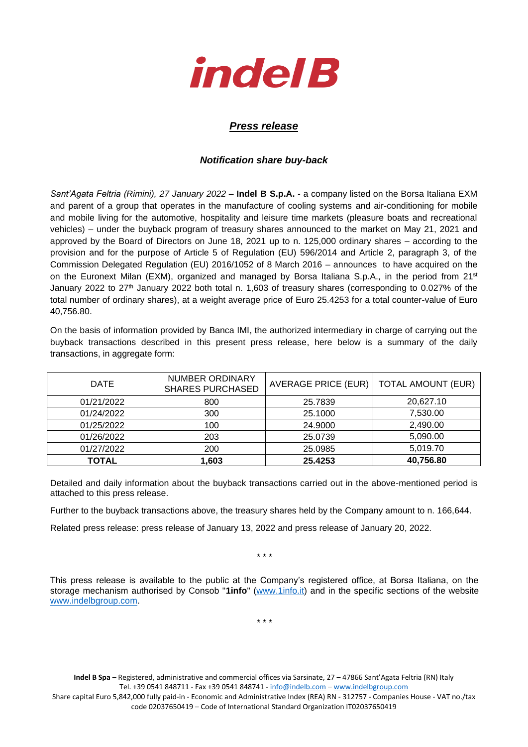# indel B

## *Press release*

### *Notification share buy-back*

*Sant'Agata Feltria (Rimini), 27 January 2022* – **Indel B S.p.A.** - a company listed on the Borsa Italiana EXM and parent of a group that operates in the manufacture of cooling systems and air-conditioning for mobile and mobile living for the automotive, hospitality and leisure time markets (pleasure boats and recreational vehicles) – under the buyback program of treasury shares announced to the market on May 21, 2021 and approved by the Board of Directors on June 18, 2021 up to n. 125,000 ordinary shares – according to the provision and for the purpose of Article 5 of Regulation (EU) 596/2014 and Article 2, paragraph 3, of the Commission Delegated Regulation (EU) 2016/1052 of 8 March 2016 – announces to have acquired on the on the Euronext Milan (EXM), organized and managed by Borsa Italiana S.p.A., in the period from 21st January 2022 to 27th January 2022 both total n. 1,603 of treasury shares (corresponding to 0.027% of the total number of ordinary shares), at a weight average price of Euro 25.4253 for a total counter-value of Euro 40,756.80.

On the basis of information provided by Banca IMI, the authorized intermediary in charge of carrying out the buyback transactions described in this present press release, here below is a summary of the daily transactions, in aggregate form:

| DATE | NUMBER ORDINARY SHARES PURCHASED | AVERAGE PRICE (EUR) | TOTAL AMOUNT (EUR) |
|---|---|---|---|
| 01/21/2022 | 800 | 25.7839 | 20,627.10 |
| 01/24/2022 | 300 | 25.1000 | 7,530.00 |
| 01/25/2022 | 100 | 24.9000 | 2,490.00 |
| 01/26/2022 | 203 | 25.0739 | 5,090.00 |
| 01/27/2022 | 200 | 25.0985 | 5,019.70 |
| **TOTAL** | **1,603** | **25.4253** | **40,756.80** |

Detailed and daily information about the buyback transactions carried out in the above-mentioned period is attached to this press release.

Further to the buyback transactions above, the treasury shares held by the Company amount to n. 166,644.

Related press release: press release of January 13, 2022 and press release of January 20, 2022.

\* \* \*

This press release is available to the public at the Company's registered office, at Borsa Italiana, on the storage mechanism authorised by Consob "**1info**" (www.1info.it) and in the specific sections of the website www.indelbgroup.com.

\* \* \*

**Indel B Spa** – Registered, administrative and commercial offices via Sarsinate, 27 – 47866 Sant'Agata Feltria (RN) Italy
Tel. +39 0541 848711 - Fax +39 0541 848741 - info@indelb.com – www.indelbgroup.com
Share capital Euro 5,842,000 fully paid-in - Economic and Administrative Index (REA) RN - 312757 - Companies House - VAT no./tax code 02037650419 – Code of International Standard Organization IT02037650419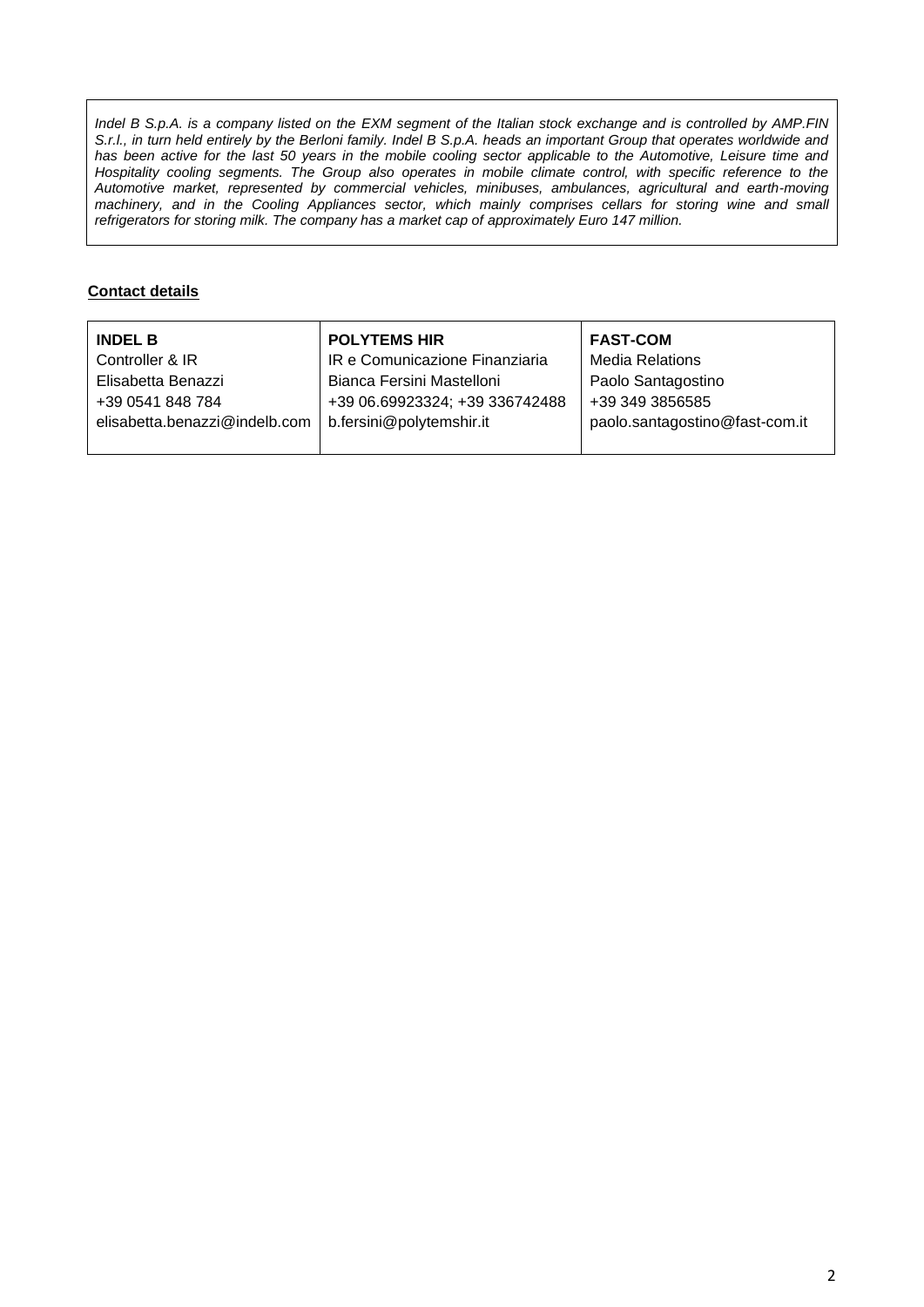*Indel B S.p.A. is a company listed on the EXM segment of the Italian stock exchange and is controlled by AMP.FIN S.r.l., in turn held entirely by the Berloni family. Indel B S.p.A. heads an important Group that operates worldwide and has been active for the last 50 years in the mobile cooling sector applicable to the Automotive, Leisure time and Hospitality cooling segments. The Group also operates in mobile climate control, with specific reference to the Automotive market, represented by commercial vehicles, minibuses, ambulances, agricultural and earth-moving machinery, and in the Cooling Appliances sector, which mainly comprises cellars for storing wine and small refrigerators for storing milk. The company has a market cap of approximately Euro 147 million.*

**Contact details**

| **INDEL B** | **POLYTEMS HIR** | **FAST-COM** |
|---|---|---|
| Controller & IR | IR e Comunicazione Finanziaria | Media Relations |
| Elisabetta Benazzi | Bianca Fersini Mastelloni | Paolo Santagostino |
| +39 0541 848 784 | +39 06.69923324; +39 336742488 | +39 349 3856585 |
| elisabetta.benazzi@indelb.com | b.fersini@polytemshir.it | paolo.santagostino@fast-com.it |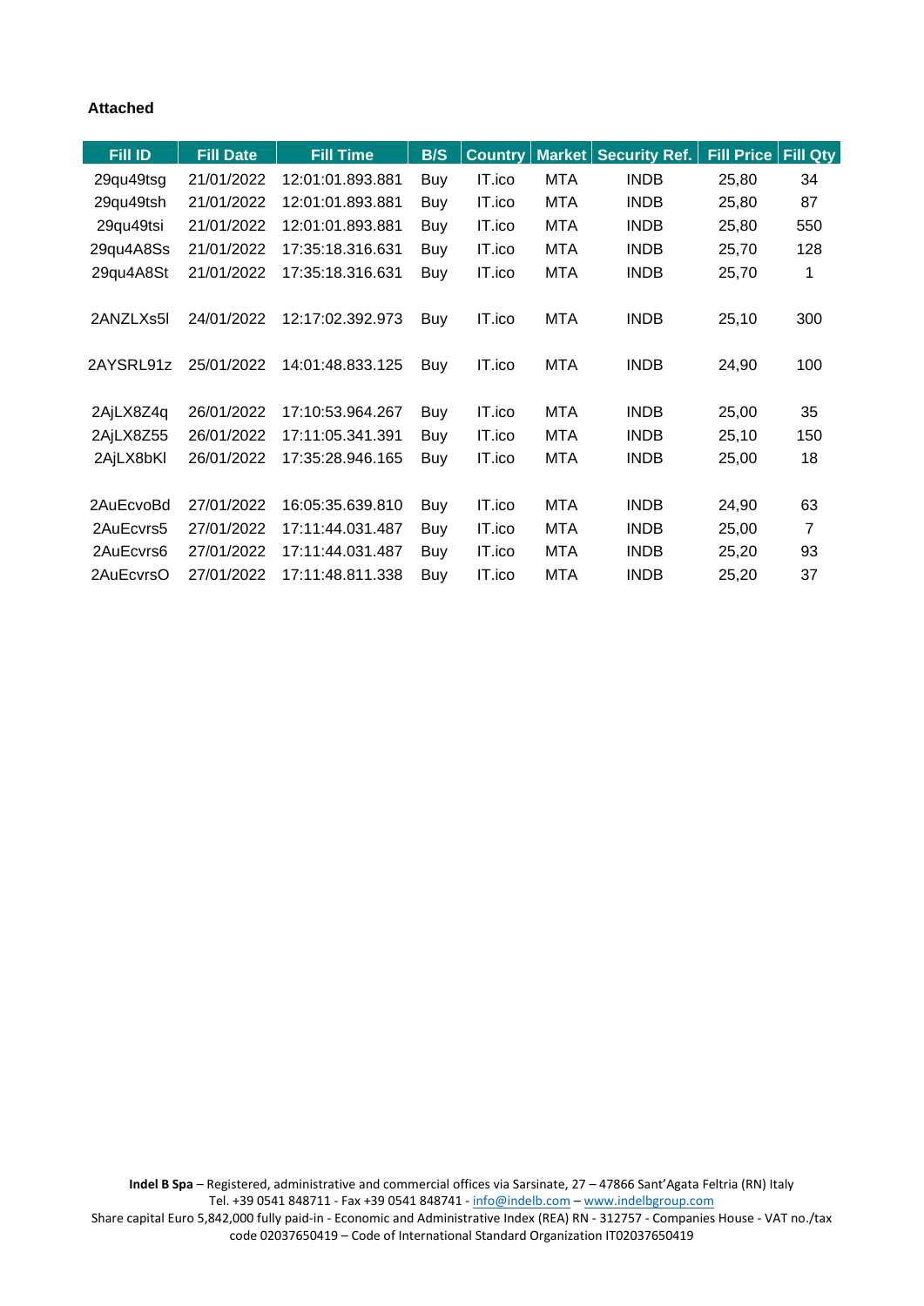**Attached**

| Fill ID | Fill Date | Fill Time | B/S | Country | Market | Security Ref. | Fill Price | Fill Qty |
|---|---|---|---|---|---|---|---|---|
| 29qu49tsg | 21/01/2022 | 12:01:01.893.881 | Buy | IT.ico | MTA | INDB | 25,80 | 34 |
| 29qu49tsh | 21/01/2022 | 12:01:01.893.881 | Buy | IT.ico | MTA | INDB | 25,80 | 87 |
| 29qu49tsi | 21/01/2022 | 12:01:01.893.881 | Buy | IT.ico | MTA | INDB | 25,80 | 550 |
| 29qu4A8Ss | 21/01/2022 | 17:35:18.316.631 | Buy | IT.ico | MTA | INDB | 25,70 | 128 |
| 29qu4A8St | 21/01/2022 | 17:35:18.316.631 | Buy | IT.ico | MTA | INDB | 25,70 | 1 |
| 2ANZLXs5l | 24/01/2022 | 12:17:02.392.973 | Buy | IT.ico | MTA | INDB | 25,10 | 300 |
| 2AYSRL91z | 25/01/2022 | 14:01:48.833.125 | Buy | IT.ico | MTA | INDB | 24,90 | 100 |
| 2AjLX8Z4q | 26/01/2022 | 17:10:53.964.267 | Buy | IT.ico | MTA | INDB | 25,00 | 35 |
| 2AjLX8Z55 | 26/01/2022 | 17:11:05.341.391 | Buy | IT.ico | MTA | INDB | 25,10 | 150 |
| 2AjLX8bKl | 26/01/2022 | 17:35:28.946.165 | Buy | IT.ico | MTA | INDB | 25,00 | 18 |
| 2AuEcvoBd | 27/01/2022 | 16:05:35.639.810 | Buy | IT.ico | MTA | INDB | 24,90 | 63 |
| 2AuEcvrs5 | 27/01/2022 | 17:11:44.031.487 | Buy | IT.ico | MTA | INDB | 25,00 | 7 |
| 2AuEcvrs6 | 27/01/2022 | 17:11:44.031.487 | Buy | IT.ico | MTA | INDB | 25,20 | 93 |
| 2AuEcvrsO | 27/01/2022 | 17:11:48.811.338 | Buy | IT.ico | MTA | INDB | 25,20 | 37 |

**Indel B Spa** – Registered, administrative and commercial offices via Sarsinate, 27 – 47866 Sant'Agata Feltria (RN) Italy
Tel. +39 0541 848711 - Fax +39 0541 848741 - info@indelb.com – www.indelbgroup.com
Share capital Euro 5,842,000 fully paid-in - Economic and Administrative Index (REA) RN - 312757 - Companies House - VAT no./tax code 02037650419 – Code of International Standard Organization IT02037650419